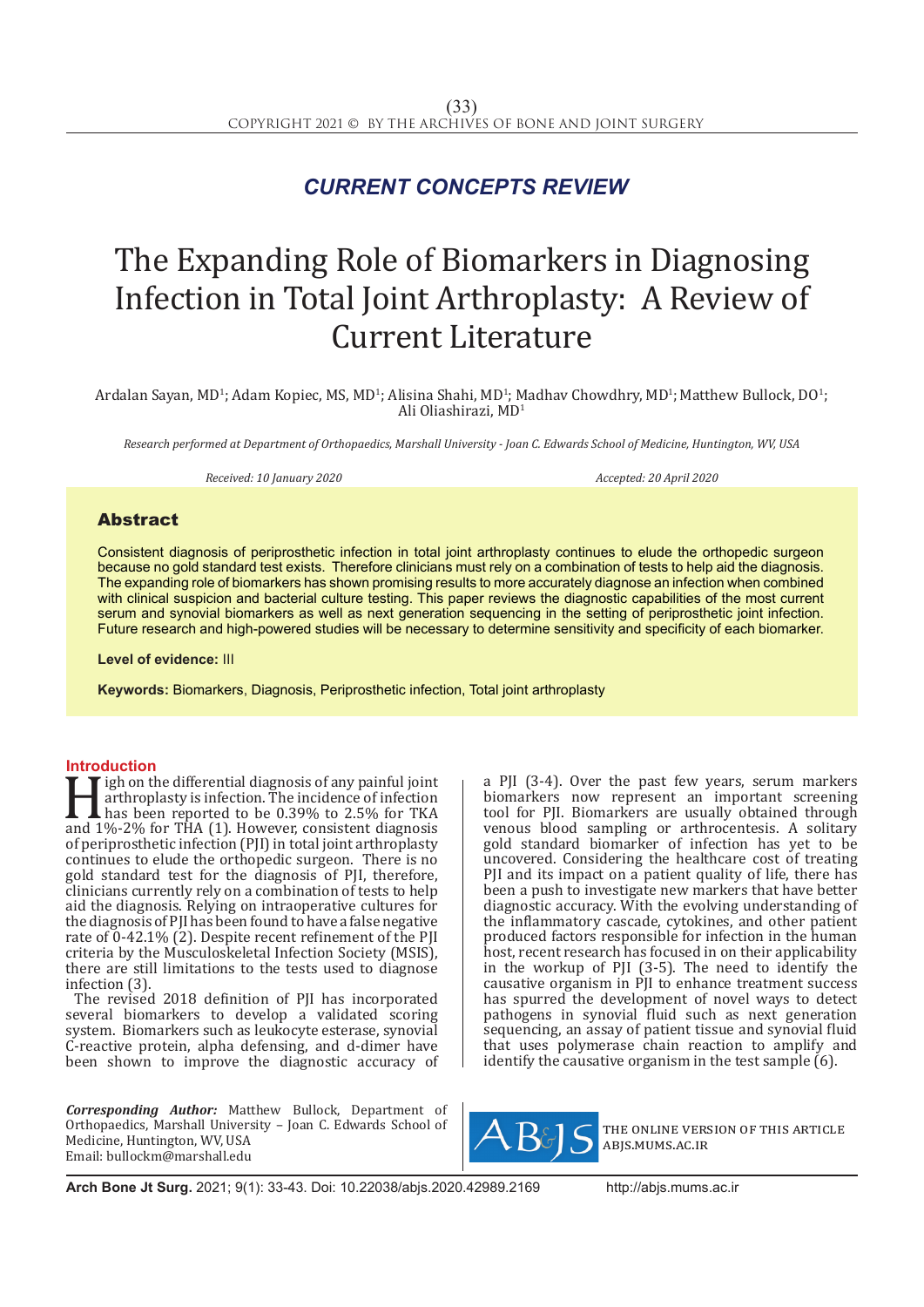*CURRENT CONCEPTS REVIEW*

# The Expanding Role of Biomarkers in Diagnosing Infection in Total Joint Arthroplasty: A Review of Current Literature

Ardalan Sayan, MD[1]; Adam Kopiec, MS, MD[1]; Alisina Shahi, MD[1]; Madhav Chowdhry, MD[1]; Matthew Bullock, DO[1]; Ali Oliashirazi, MD[1]

*Research performed at Department of Orthopaedics, Marshall University - Joan C. Edwards School of Medicine, Huntington, WV, USA*

*Received: 10 January 2020* *Accepted: 20 April 2020*

## Abstract

Consistent diagnosis of periprosthetic infection in total joint arthroplasty continues to elude the orthopedic surgeon because no gold standard test exists. Therefore clinicians must rely on a combination of tests to help aid the diagnosis. The expanding role of biomarkers has shown promising results to more accurately diagnose an infection when combined with clinical suspicion and bacterial culture testing. This paper reviews the diagnostic capabilities of the most current serum and synovial biomarkers as well as next generation sequencing in the setting of periprosthetic joint infection. Future research and high-powered studies will be necessary to determine sensitivity and specificity of each biomarker.

**Level of evidence:** III

**Keywords:** Biomarkers, Diagnosis, Periprosthetic infection, Total joint arthroplasty

## Introduction

High on the differential diagnosis of any painful joint arthroplasty is infection. The incidence of infection has been reported to be 0.39% to 2.5% for TKA and 1%-2% for THA (1). However, consistent diagnosis of periprosthetic infection (PJI) in total joint arthroplasty continues to elude the orthopedic surgeon. There is no gold standard test for the diagnosis of PJI, therefore, clinicians currently rely on a combination of tests to help aid the diagnosis. Relying on intraoperative cultures for the diagnosis of PJI has been found to have a false negative rate of 0-42.1% (2). Despite recent refinement of the PJI criteria by the Musculoskeletal Infection Society (MSIS), there are still limitations to the tests used to diagnose infection (3).

The revised 2018 definition of PJI has incorporated several biomarkers to develop a validated scoring system. Biomarkers such as leukocyte esterase, synovial C-reactive protein, alpha defensing, and d-dimer have been shown to improve the diagnostic accuracy of a PJI (3-4). Over the past few years, serum markers biomarkers now represent an important screening tool for PJI. Biomarkers are usually obtained through venous blood sampling or arthrocentesis. A solitary gold standard biomarker of infection has yet to be uncovered. Considering the healthcare cost of treating PJI and its impact on a patient quality of life, there has been a push to investigate new markers that have better diagnostic accuracy. With the evolving understanding of the inflammatory cascade, cytokines, and other patient produced factors responsible for infection in the human host, recent research has focused in on their applicability in the workup of PJI (3-5). The need to identify the causative organism in PJI to enhance treatment success has spurred the development of novel ways to detect pathogens in synovial fluid such as next generation sequencing, an assay of patient tissue and synovial fluid that uses polymerase chain reaction to amplify and identify the causative organism in the test sample (6).

***Corresponding Author:*** Matthew Bullock, Department of Orthopaedics, Marshall University – Joan C. Edwards School of Medicine, Huntington, WV, USA
Email: bullockm@marshall.edu

THE ONLINE VERSION OF THIS ARTICLE ABJS.MUMS.AC.IR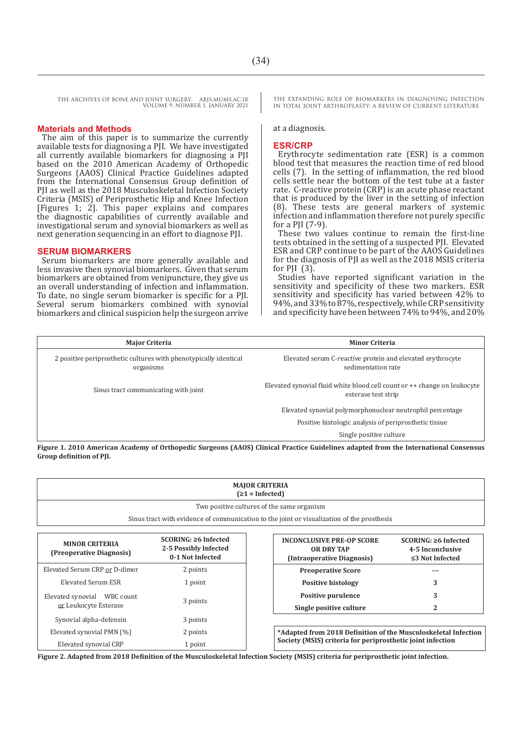## Materials and Methods

The aim of this paper is to summarize the currently available tests for diagnosing a PJI. We have investigated all currently available biomarkers for diagnosing a PJI based on the 2010 American Academy of Orthopedic Surgeons (AAOS) Clinical Practice Guidelines adapted from the International Consensus Group definition of PJI as well as the 2018 Musculoskeletal Infection Society Criteria (MSIS) of Periprosthetic Hip and Knee Infection [Figures 1; 2]. This paper explains and compares the diagnostic capabilities of currently available and investigational serum and synovial biomarkers as well as next generation sequencing in an effort to diagnose PJI.

## SERUM BIOMARKERS

Serum biomarkers are more generally available and less invasive then synovial biomarkers. Given that serum biomarkers are obtained from venipuncture, they give us an overall understanding of infection and inflammation. To date, no single serum biomarker is specific for a PJI. Several serum biomarkers combined with synovial biomarkers and clinical suspicion help the surgeon arrive at a diagnosis.

## ESR/CRP

Erythrocyte sedimentation rate (ESR) is a common blood test that measures the reaction time of red blood cells (7). In the setting of inflammation, the red blood cells settle near the bottom of the test tube at a faster rate. C-reactive protein (CRP) is an acute phase reactant that is produced by the liver in the setting of infection (8). These tests are general markers of systemic infection and inflammation therefore not purely specific for a PJI (7-9).

These two values continue to remain the first-line tests obtained in the setting of a suspected PJI. Elevated ESR and CRP continue to be part of the AAOS Guidelines for the diagnosis of PJI as well as the 2018 MSIS criteria for PJI (3).

Studies have reported significant variation in the sensitivity and specificity of these two markers. ESR sensitivity and specificity has varied between 42% to 94%, and 33% to 87%, respectively, while CRP sensitivity and specificity have been between 74% to 94%, and 20%

| Major Criteria | Minor Criteria |
|---|---|
| 2 positive periprosthetic cultures with phenotypically identical organisms | Elevated serum C-reactive protein and elevated erythrocyte sedimentation rate |
| Sinus tract communicating with joint | Elevated synovial fluid white blood cell count or ++ change on leukocyte esterase test strip |
| | Elevated synovial polymorphonuclear neutrophil percentage |
| | Positive histologic analysis of periprosthetic tissue |
| | Single positive culture |

**Figure 1. 2010 American Academy of Orthopedic Surgeons (AAOS) Clinical Practice Guidelines adapted from the International Consensus Group definition of PJI.**

| **MAJOR CRITERIA (≥1 = Infected)** |
|---|
| Two positive cultures of the same organism |
| Sinus tract with evidence of communication to the joint or visualization of the prosthesis |

| **MINOR CRITERIA (Preoperative Diagnosis)** | **SCORING: ≥6 Infected 2-5 Possibly Infected 0-1 Not Infected** |
|---|---|
| Elevated Serum CRP or D-dimer | 2 points |
| Elevated Serum ESR | 1 point |
| Elevated synovial WBC count or Leukocyte Esterase | 3 points |
| Synovial alpha-defensin | 3 points |
| Elevated synovial PMN (%) | 2 points |
| Elevated synovial CRP | 1 point |

| **INCONCLUSIVE PRE-OP SCORE OR DRY TAP (Intraoperative Diagnosis)** | **SCORING: ≥6 Infected 4-5 Inconclusive ≤3 Not Infected** |
|---|---|
| **Preoperative Score** | --- |
| **Positive histology** | 3 |
| **Positive purulence** | 3 |
| **Single positive culture** | 2 |

**\*Adapted from 2018 Definition of the Musculoskeletal Infection Society (MSIS) criteria for periprosthetic joint infection**

**Figure 2. Adapted from 2018 Definition of the Musculoskeletal Infection Society (MSIS) criteria for periprosthetic joint infection.**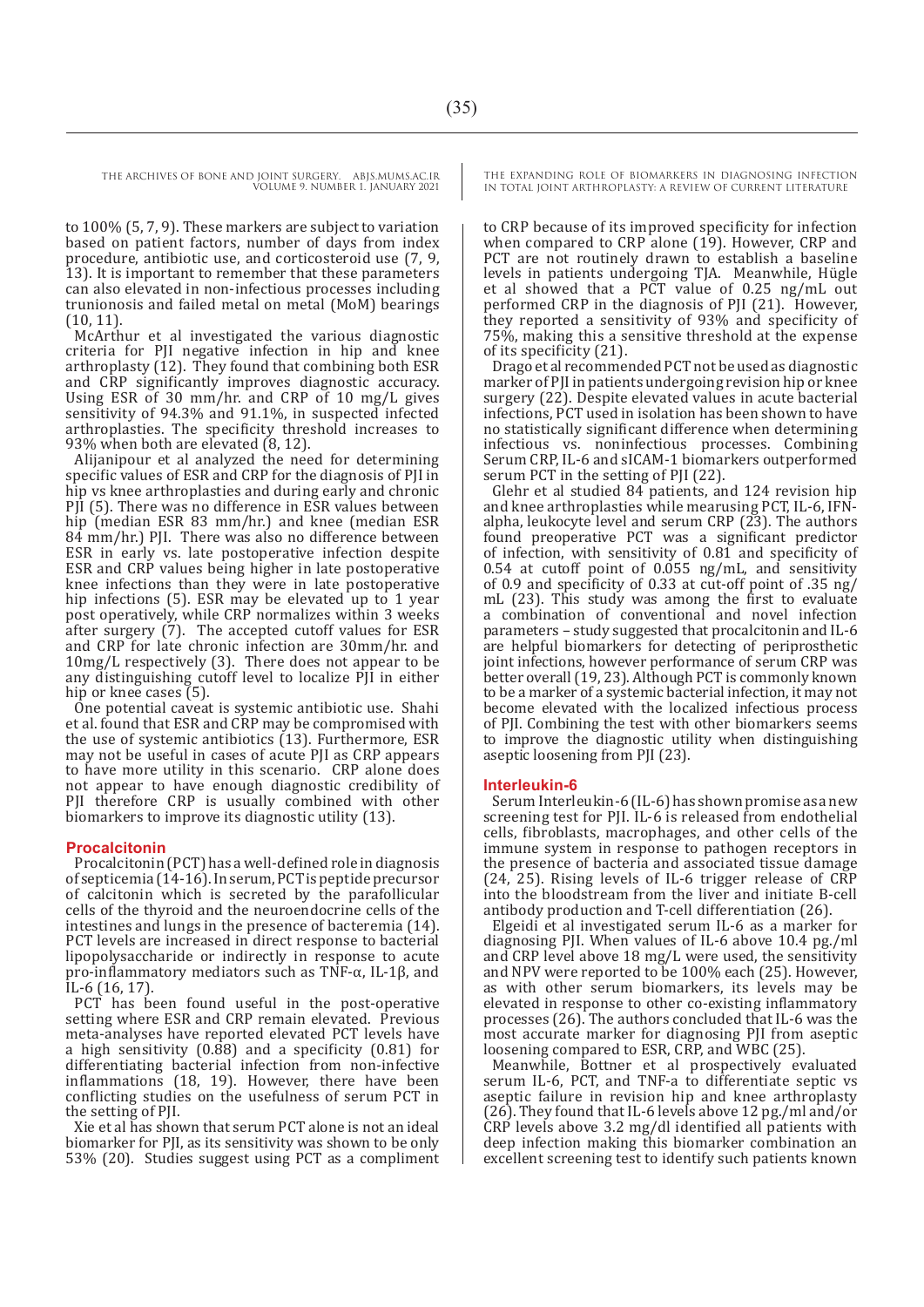to 100% (5, 7, 9). These markers are subject to variation based on patient factors, number of days from index procedure, antibiotic use, and corticosteroid use (7, 9, 13). It is important to remember that these parameters can also elevated in non-infectious processes including trunionosis and failed metal on metal (MoM) bearings (10, 11).

McArthur et al investigated the various diagnostic criteria for PJI negative infection in hip and knee arthroplasty (12). They found that combining both ESR and CRP significantly improves diagnostic accuracy. Using ESR of 30 mm/hr. and CRP of 10 mg/L gives sensitivity of 94.3% and 91.1%, in suspected infected arthroplasties. The specificity threshold increases to 93% when both are elevated (8, 12).

Alijanipour et al analyzed the need for determining specific values of ESR and CRP for the diagnosis of PJI in hip vs knee arthroplasties and during early and chronic PJI (5). There was no difference in ESR values between hip (median ESR 83 mm/hr.) and knee (median ESR 84 mm/hr.) PJI. There was also no difference between ESR in early vs. late postoperative infection despite ESR and CRP values being higher in late postoperative knee infections than they were in late postoperative hip infections (5). ESR may be elevated up to 1 year post operatively, while CRP normalizes within 3 weeks after surgery (7). The accepted cutoff values for ESR and CRP for late chronic infection are 30mm/hr. and 10mg/L respectively (3). There does not appear to be any distinguishing cutoff level to localize PJI in either hip or knee cases (5).

One potential caveat is systemic antibiotic use. Shahi et al. found that ESR and CRP may be compromised with the use of systemic antibiotics (13). Furthermore, ESR may not be useful in cases of acute PJI as CRP appears to have more utility in this scenario. CRP alone does not appear to have enough diagnostic credibility of PJI therefore CRP is usually combined with other biomarkers to improve its diagnostic utility (13).

## Procalcitonin

Procalcitonin (PCT) has a well-defined role in diagnosis of septicemia (14-16). In serum, PCT is peptide precursor of calcitonin which is secreted by the parafollicular cells of the thyroid and the neuroendocrine cells of the intestines and lungs in the presence of bacteremia (14). PCT levels are increased in direct response to bacterial lipopolysaccharide or indirectly in response to acute pro-inflammatory mediators such as TNF-α, IL-1β, and IL-6 (16, 17).

PCT has been found useful in the post-operative setting where ESR and CRP remain elevated. Previous meta-analyses have reported elevated PCT levels have a high sensitivity (0.88) and a specificity (0.81) for differentiating bacterial infection from non-infective inflammations (18, 19). However, there have been conflicting studies on the usefulness of serum PCT in the setting of PJI.

Xie et al has shown that serum PCT alone is not an ideal biomarker for PJI, as its sensitivity was shown to be only 53% (20). Studies suggest using PCT as a compliment to CRP because of its improved specificity for infection when compared to CRP alone (19). However, CRP and PCT are not routinely drawn to establish a baseline levels in patients undergoing TJA. Meanwhile, Hügle et al showed that a PCT value of 0.25 ng/mL out performed CRP in the diagnosis of PJI (21). However, they reported a sensitivity of 93% and specificity of 75%, making this a sensitive threshold at the expense of its specificity (21).

Drago et al recommended PCT not be used as diagnostic marker of PJI in patients undergoing revision hip or knee surgery (22). Despite elevated values in acute bacterial infections, PCT used in isolation has been shown to have no statistically significant difference when determining infectious vs. noninfectious processes. Combining Serum CRP, IL-6 and sICAM-1 biomarkers outperformed serum PCT in the setting of PJI (22).

Glehr et al studied 84 patients, and 124 revision hip and knee arthroplasties while mearusing PCT, IL-6, IFN-alpha, leukocyte level and serum CRP (23). The authors found preoperative PCT was a significant predictor of infection, with sensitivity of 0.81 and specificity of 0.54 at cutoff point of 0.055 ng/mL, and sensitivity of 0.9 and specificity of 0.33 at cut-off point of .35 ng/mL (23). This study was among the first to evaluate a combination of conventional and novel infection parameters – study suggested that procalcitonin and IL-6 are helpful biomarkers for detecting of periprosthetic joint infections, however performance of serum CRP was better overall (19, 23). Although PCT is commonly known to be a marker of a systemic bacterial infection, it may not become elevated with the localized infectious process of PJI. Combining the test with other biomarkers seems to improve the diagnostic utility when distinguishing aseptic loosening from PJI (23).

## Interleukin-6

Serum Interleukin-6 (IL-6) has shown promise as a new screening test for PJI. IL-6 is released from endothelial cells, fibroblasts, macrophages, and other cells of the immune system in response to pathogen receptors in the presence of bacteria and associated tissue damage (24, 25). Rising levels of IL-6 trigger release of CRP into the bloodstream from the liver and initiate B-cell antibody production and T-cell differentiation (26).

Elgeidi et al investigated serum IL-6 as a marker for diagnosing PJI. When values of IL-6 above 10.4 pg./ml and CRP level above 18 mg/L were used, the sensitivity and NPV were reported to be 100% each (25). However, as with other serum biomarkers, its levels may be elevated in response to other co-existing inflammatory processes (26). The authors concluded that IL-6 was the most accurate marker for diagnosing PJI from aseptic loosening compared to ESR, CRP, and WBC (25).

Meanwhile, Bottner et al prospectively evaluated serum IL-6, PCT, and TNF-a to differentiate septic vs aseptic failure in revision hip and knee arthroplasty (26). They found that IL-6 levels above 12 pg./ml and/or CRP levels above 3.2 mg/dl identified all patients with deep infection making this biomarker combination an excellent screening test to identify such patients known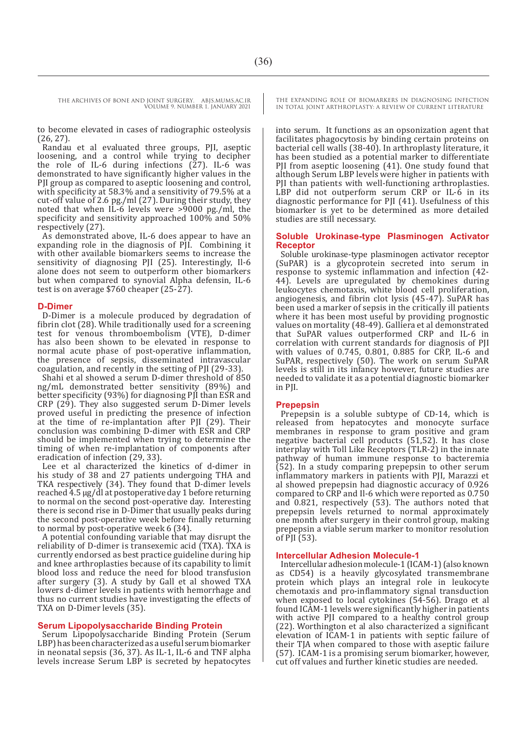to become elevated in cases of radiographic osteolysis (26, 27).

Randau et al evaluated three groups, PJI, aseptic loosening, and a control while trying to decipher the role of IL-6 during infections (27). IL-6 was demonstrated to have significantly higher values in the PJI group as compared to aseptic loosening and control, with specificity at 58.3% and a sensitivity of 79.5% at a cut-off value of 2.6 pg./ml (27). During their study, they noted that when IL-6 levels were >9000 pg./ml, the specificity and sensitivity approached 100% and 50% respectively (27).

As demonstrated above, IL-6 does appear to have an expanding role in the diagnosis of PJI. Combining it with other available biomarkers seems to increase the sensitivity of diagnosing PJI (25). Interestingly, Il-6 alone does not seem to outperform other biomarkers but when compared to synovial Alpha defensin, IL-6 test is on average $760 cheaper (25-27).

## D-Dimer

D-Dimer is a molecule produced by degradation of fibrin clot (28). While traditionally used for a screening test for venous thromboembolism (VTE), D-dimer has also been shown to be elevated in response to normal acute phase of post-operative inflammation, the presence of sepsis, disseminated intravascular coagulation, and recently in the setting of PJI (29-33).

Shahi et al showed a serum D-dimer threshold of 850 ng/mL demonstrated better sensitivity (89%) and better specificity (93%) for diagnosing PJI than ESR and CRP (29). They also suggested serum D-Dimer levels proved useful in predicting the presence of infection at the time of re-implantation after PJI (29). Their conclusion was combining D-dimer with ESR and CRP should be implemented when trying to determine the timing of when re-implantation of components after eradication of infection (29, 33).

Lee et al characterized the kinetics of d-dimer in his study of 38 and 27 patients undergoing THA and TKA respectively (34). They found that D-dimer levels reached 4.5 μg/dl at postoperative day 1 before returning to normal on the second post-operative day. Interesting there is second rise in D-Dimer that usually peaks during the second post-operative week before finally returning to normal by post-operative week 6 (34).

A potential confounding variable that may disrupt the reliability of D-dimer is transexemic acid (TXA). TXA is currently endorsed as best practice guideline during hip and knee arthroplasties because of its capability to limit blood loss and reduce the need for blood transfusion after surgery (3). A study by Gall et al showed TXA lowers d-dimer levels in patients with hemorrhage and thus no current studies have investigating the effects of TXA on D-Dimer levels (35).

## Serum Lipopolysaccharide Binding Protein

Serum Lipopolysaccharide Binding Protein (Serum LBP) has been characterized as a useful serum biomarker in neonatal sepsis (36, 37). As IL-1, IL-6 and TNF alpha levels increase Serum LBP is secreted by hepatocytes into serum. It functions as an opsonization agent that facilitates phagocytosis by binding certain proteins on bacterial cell walls (38-40). In arthroplasty literature, it has been studied as a potential marker to differentiate PJI from aseptic loosening (41). One study found that although Serum LBP levels were higher in patients with PJI than patients with well-functioning arthroplasties. LBP did not outperform serum CRP or IL-6 in its diagnostic performance for PJI (41). Usefulness of this biomarker is yet to be determined as more detailed studies are still necessary.

## Soluble Urokinase-type Plasminogen Activator Receptor

Soluble urokinase-type plasminogen activator receptor (SuPAR) is a glycoprotein secreted into serum in response to systemic inflammation and infection (42-44). Levels are upregulated by chemokines during leukocytes chemotaxis, white blood cell proliferation, angiogenesis, and fibrin clot lysis (45-47). SuPAR has been used a marker of sepsis in the critically ill patients where it has been most useful by providing prognostic values on mortality (48-49). Galliera et al demonstrated that SuPAR values outperformed CRP and IL-6 in correlation with current standards for diagnosis of PJI with values of 0.745, 0.801, 0.885 for CRP, IL-6 and SuPAR, respectively (50). The work on serum SuPAR levels is still in its infancy however, future studies are needed to validate it as a potential diagnostic biomarker in PJI.

## Prepepsin

Prepepsin is a soluble subtype of CD-14, which is released from hepatocytes and monocyte surface membranes in response to gram positive and gram negative bacterial cell products (51,52). It has close interplay with Toll Like Receptors (TLR-2) in the innate pathway of human immune response to bacteremia (52). In a study comparing prepepsin to other serum inflammatory markers in patients with PJI, Marazzi et al showed prepepsin had diagnostic accuracy of 0.926 compared to CRP and Il-6 which were reported as 0.750 and 0.821, respectively (53). The authors noted that prepepsin levels returned to normal approximately one month after surgery in their control group, making prepepsin a viable serum marker to monitor resolution of PJI (53).

## Intercellular Adhesion Molecule-1

Intercellular adhesion molecule-1 (ICAM-1) (also known as CD54) is a heavily glycosylated transmembrane protein which plays an integral role in leukocyte chemotaxis and pro-inflammatory signal transduction when exposed to local cytokines (54-56). Drago et al found ICAM-1 levels were significantly higher in patients with active PJI compared to a healthy control group (22). Worthington et al also characterized a significant elevation of ICAM-1 in patients with septic failure of their TJA when compared to those with aseptic failure (57). ICAM-1 is a promising serum biomarker, however, cut off values and further kinetic studies are needed.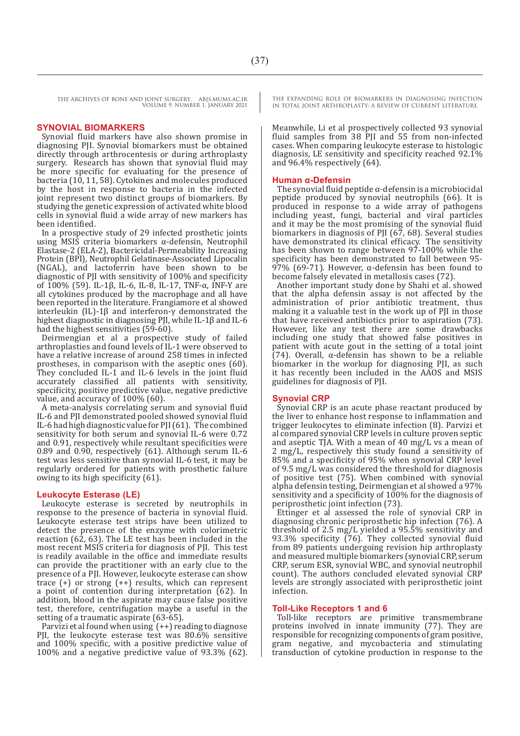## SYNOVIAL BIOMARKERS

Synovial fluid markers have also shown promise in diagnosing PJI. Synovial biomarkers must be obtained directly through arthrocentesis or during arthroplasty surgery. Research has shown that synovial fluid may be more specific for evaluating for the presence of bacteria (10, 11, 58). Cytokines and molecules produced by the host in response to bacteria in the infected joint represent two distinct groups of biomarkers. By studying the genetic expression of activated white blood cells in synovial fluid a wide array of new markers has been identified.

In a prospective study of 29 infected prosthetic joints using MSIS criteria biomarkers α-defensin, Neutrophil Elastase-2 (ELA-2), Bactericidal-Permeability Increasing Protein (BPI), Neutrophil Gelatinase-Associated Lipocalin (NGAL), and lactoferrin have been shown to be diagnostic of PJI with sensitivity of 100% and specificity of 100% (59). IL-1β, IL-6, IL-8, IL-17, TNF-α, INF-Y are all cytokines produced by the macrophage and all have been reported in the literature. Frangiamore et al showed interleukin (IL)-1β and interferon-γ demonstrated the highest diagnostic in diagnosing PJI, while IL-1β and IL-6 had the highest sensitivities (59-60).

Deirmengian et al a prospective study of failed arthroplasties and found levels of IL-1 were observed to have a relative increase of around 258 times in infected prostheses, in comparison with the aseptic ones (60). They concluded IL-1 and IL-6 levels in the joint fluid accurately classified all patients with sensitivity, specificity, positive predictive value, negative predictive value, and accuracy of 100% (60).

A meta-analysis correlating serum and synovial fluid IL-6 and PJI demonstrated pooled showed synovial fluid IL-6 had high diagnostic value for PJI (61). The combined sensitivity for both serum and synovial IL-6 were 0.72 and 0.91, respectively while resultant specificities were 0.89 and 0.90, respectively (61). Although serum IL-6 test was less sensitive than synovial IL-6 test, it may be regularly ordered for patients with prosthetic failure owing to its high specificity (61).

### Leukocyte Esterase (LE)

Leukocyte esterase is secreted by neutrophils in response to the presence of bacteria in synovial fluid. Leukocyte esterase test strips have been utilized to detect the presence of the enzyme with colorimetric reaction (62, 63). The LE test has been included in the most recent MSIS criteria for diagnosis of PJI. This test is readily available in the office and immediate results can provide the practitioner with an early clue to the presence of a PJI. However, leukocyte esterase can show trace (+) or strong (++) results, which can represent a point of contention during interpretation (62). In addition, blood in the aspirate may cause false positive test, therefore, centrifugation maybe a useful in the setting of a traumatic aspirate (63-65).

Parvizi et al found when using (++) reading to diagnose PJI, the leukocyte esterase test was 80.6% sensitive and 100% specific, with a positive predictive value of 100% and a negative predictive value of 93.3% (62). Meanwhile, Li et al prospectively collected 93 synovial fluid samples from 38 PJI and 55 from non-infected cases. When comparing leukocyte esterase to histologic diagnosis, LE sensitivity and specificity reached 92.1% and 96.4% respectively (64).

### Human α-Defensin

The synovial fluid peptide α-defensin is a microbiocidal peptide produced by synovial neutrophils (66). It is produced in response to a wide array of pathogens including yeast, fungi, bacterial and viral particles and it may be the most promising of the synovial fluid biomarkers in diagnosis of PJI (67, 68). Several studies have demonstrated its clinical efficacy. The sensitivity has been shown to range between 97-100% while the specificity has been demonstrated to fall between 95-97% (69-71). However, α-defensin has been found to become falsely elevated in metallosis cases (72).

Another important study done by Shahi et al. showed that the alpha defensin assay is not affected by the administration of prior antibiotic treatment, thus making it a valuable test in the work up of PJI in those that have received antibiotics prior to aspiration (73). However, like any test there are some drawbacks including one study that showed false positives in patient with acute gout in the setting of a total joint (74). Overall, α-defensin has shown to be a reliable biomarker in the workup for diagnosing PJI, as such it has recently been included in the AAOS and MSIS guidelines for diagnosis of PJI.

### Synovial CRP

Synovial CRP is an acute phase reactant produced by the liver to enhance host response to inflammation and trigger leukocytes to eliminate infection (8). Parvizi et al compared synovial CRP levels in culture proven septic and aseptic TJA. With a mean of 40 mg/L vs a mean of 2 mg/L, respectively this study found a sensitivity of 85% and a specificity of 95% when synovial CRP level of 9.5 mg/L was considered the threshold for diagnosis of positive test (75). When combined with synovial alpha defensin testing, Deirmengian et al showed a 97% sensitivity and a specificity of 100% for the diagnosis of periprosthetic joint infection (73).

Ettinger et al assessed the role of synovial CRP in diagnosing chronic periprosthetic hip infection (76). A threshold of 2.5 mg/L yielded a 95.5% sensitivity and 93.3% specificity (76). They collected synovial fluid from 89 patients undergoing revision hip arthroplasty and measured multiple biomarkers (synovial CRP, serum CRP, serum ESR, synovial WBC, and synovial neutrophil count). The authors concluded elevated synovial CRP levels are strongly associated with periprosthetic joint infection.

### Toll-Like Receptors 1 and 6

Toll-like receptors are primitive transmembrane proteins involved in innate immunity (77). They are responsible for recognizing components of gram positive, gram negative, and mycobacteria and stimulating transduction of cytokine production in response to the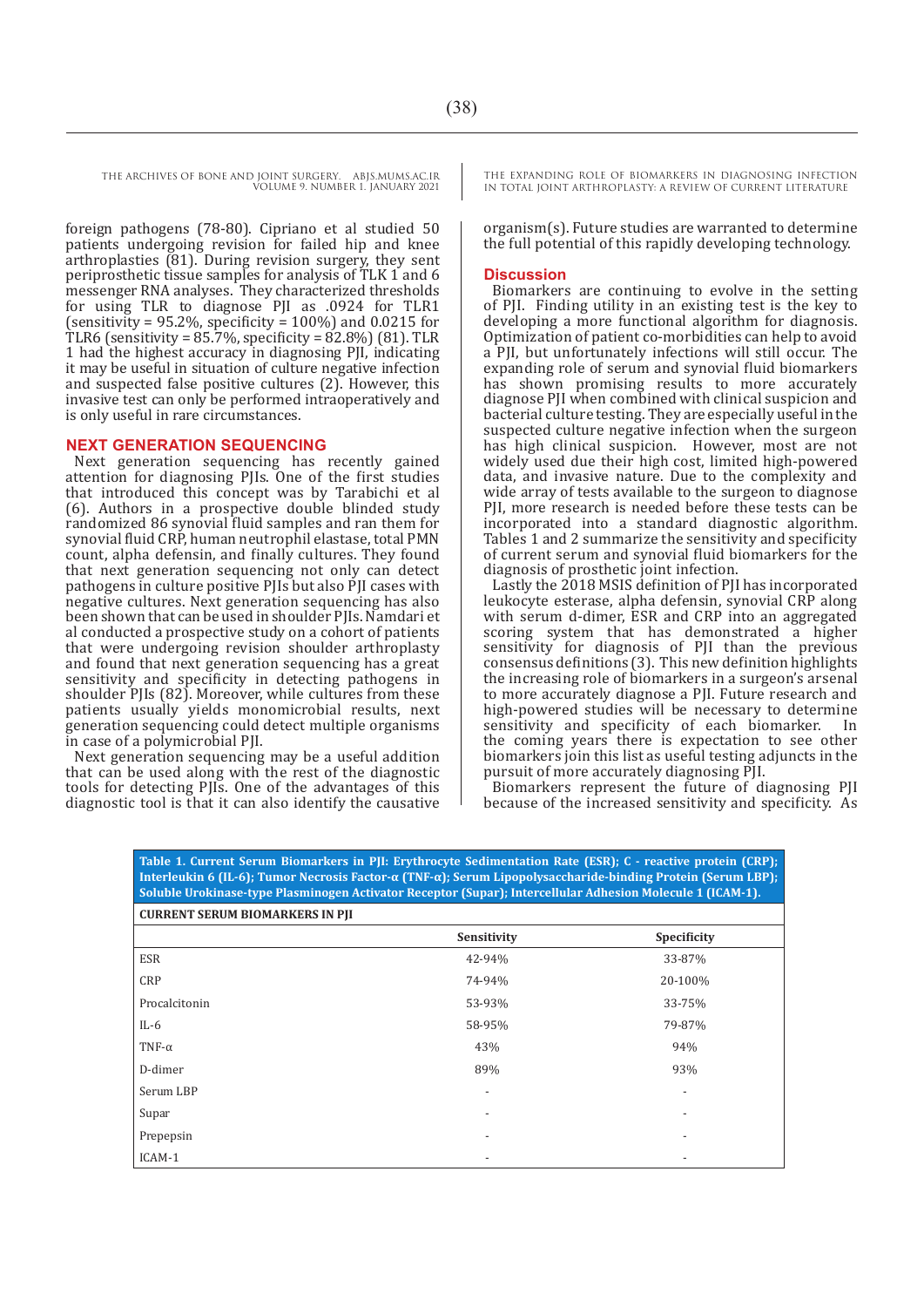foreign pathogens (78-80). Cipriano et al studied 50 patients undergoing revision for failed hip and knee arthroplasties (81). During revision surgery, they sent periprosthetic tissue samples for analysis of TLK 1 and 6 messenger RNA analyses. They characterized thresholds for using TLR to diagnose PJI as .0924 for TLR1 (sensitivity = 95.2%, specificity = 100%) and 0.0215 for TLR6 (sensitivity = 85.7%, specificity = 82.8%) (81). TLR 1 had the highest accuracy in diagnosing PJI, indicating it may be useful in situation of culture negative infection and suspected false positive cultures (2). However, this invasive test can only be performed intraoperatively and is only useful in rare circumstances.

## NEXT GENERATION SEQUENCING

Next generation sequencing has recently gained attention for diagnosing PJIs. One of the first studies that introduced this concept was by Tarabichi et al (6). Authors in a prospective double blinded study randomized 86 synovial fluid samples and ran them for synovial fluid CRP, human neutrophil elastase, total PMN count, alpha defensin, and finally cultures. They found that next generation sequencing not only can detect pathogens in culture positive PJIs but also PJI cases with negative cultures. Next generation sequencing has also been shown that can be used in shoulder PJIs. Namdari et al conducted a prospective study on a cohort of patients that were undergoing revision shoulder arthroplasty and found that next generation sequencing has a great sensitivity and specificity in detecting pathogens in shoulder PJIs (82). Moreover, while cultures from these patients usually yields monomicrobial results, next generation sequencing could detect multiple organisms in case of a polymicrobial PJI.

Next generation sequencing may be a useful addition that can be used along with the rest of the diagnostic tools for detecting PJIs. One of the advantages of this diagnostic tool is that it can also identify the causative organism(s). Future studies are warranted to determine the full potential of this rapidly developing technology.

## Discussion

Biomarkers are continuing to evolve in the setting of PJI. Finding utility in an existing test is the key to developing a more functional algorithm for diagnosis. Optimization of patient co-morbidities can help to avoid a PJI, but unfortunately infections will still occur. The expanding role of serum and synovial fluid biomarkers has shown promising results to more accurately diagnose PJI when combined with clinical suspicion and bacterial culture testing. They are especially useful in the suspected culture negative infection when the surgeon has high clinical suspicion. However, most are not widely used due their high cost, limited high-powered data, and invasive nature. Due to the complexity and wide array of tests available to the surgeon to diagnose PJI, more research is needed before these tests can be incorporated into a standard diagnostic algorithm. Tables 1 and 2 summarize the sensitivity and specificity of current serum and synovial fluid biomarkers for the diagnosis of prosthetic joint infection.

Lastly the 2018 MSIS definition of PJI has incorporated leukocyte esterase, alpha defensin, synovial CRP along with serum d-dimer, ESR and CRP into an aggregated scoring system that has demonstrated a higher sensitivity for diagnosis of PJI than the previous consensus definitions (3). This new definition highlights the increasing role of biomarkers in a surgeon's arsenal to more accurately diagnose a PJI. Future research and high-powered studies will be necessary to determine sensitivity and specificity of each biomarker. In the coming years there is expectation to see other biomarkers join this list as useful testing adjuncts in the pursuit of more accurately diagnosing PJI.

Biomarkers represent the future of diagnosing PJI because of the increased sensitivity and specificity. As

**Table 1. Current Serum Biomarkers in PJI: Erythrocyte Sedimentation Rate (ESR); C - reactive protein (CRP); Interleukin 6 (IL-6); Tumor Necrosis Factor-α (TNF-α); Serum Lipopolysaccharide-binding Protein (Serum LBP); Soluble Urokinase-type Plasminogen Activator Receptor (Supar); Intercellular Adhesion Molecule 1 (ICAM-1).**

| CURRENT SERUM BIOMARKERS IN PJI | Sensitivity | Specificity |
|---|---|---|
| ESR | 42-94% | 33-87% |
| CRP | 74-94% | 20-100% |
| Procalcitonin | 53-93% | 33-75% |
| IL-6 | 58-95% | 79-87% |
| TNF-α | 43% | 94% |
| D-dimer | 89% | 93% |
| Serum LBP | - | - |
| Supar | - | - |
| Prepepsin | - | - |
| ICAM-1 | - | - |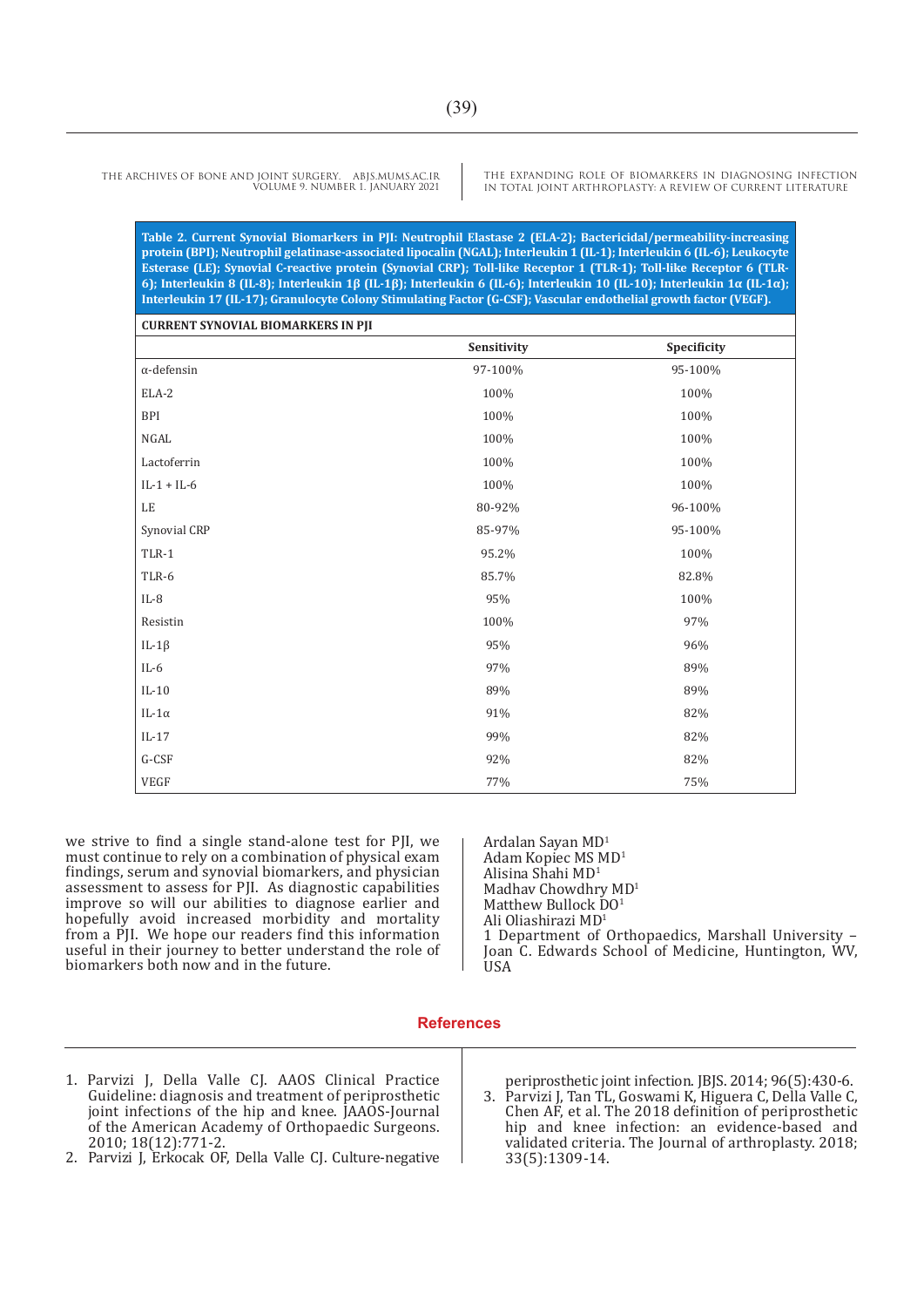**Table 2. Current Synovial Biomarkers in PJI: Neutrophil Elastase 2 (ELA-2); Bactericidal/permeability-increasing protein (BPI); Neutrophil gelatinase-associated lipocalin (NGAL); Interleukin 1 (IL-1); Interleukin 6 (IL-6); Leukocyte Esterase (LE); Synovial C-reactive protein (Synovial CRP); Toll-like Receptor 1 (TLR-1); Toll-like Receptor 6 (TLR-6); Interleukin 8 (IL-8); Interleukin 1β (IL-1β); Interleukin 6 (IL-6); Interleukin 10 (IL-10); Interleukin 1α (IL-1α); Interleukin 17 (IL-17); Granulocyte Colony Stimulating Factor (G-CSF); Vascular endothelial growth factor (VEGF).**

| CURRENT SYNOVIAL BIOMARKERS IN PJI | | |
|---|---|---|
| | Sensitivity | Specificity |
| α-defensin | 97-100% | 95-100% |
| ELA-2 | 100% | 100% |
| BPI | 100% | 100% |
| NGAL | 100% | 100% |
| Lactoferrin | 100% | 100% |
| IL-1 + IL-6 | 100% | 100% |
| LE | 80-92% | 96-100% |
| Synovial CRP | 85-97% | 95-100% |
| TLR-1 | 95.2% | 100% |
| TLR-6 | 85.7% | 82.8% |
| IL-8 | 95% | 100% |
| Resistin | 100% | 97% |
| IL-1β | 95% | 96% |
| IL-6 | 97% | 89% |
| IL-10 | 89% | 89% |
| IL-1α | 91% | 82% |
| IL-17 | 99% | 82% |
| G-CSF | 92% | 82% |
| VEGF | 77% | 75% |

we strive to find a single stand-alone test for PJI, we must continue to rely on a combination of physical exam findings, serum and synovial biomarkers, and physician assessment to assess for PJI. As diagnostic capabilities improve so will our abilities to diagnose earlier and hopefully avoid increased morbidity and mortality from a PJI. We hope our readers find this information useful in their journey to better understand the role of biomarkers both now and in the future.

Ardalan Sayan MD[1]
Adam Kopiec MS MD[1]
Alisina Shahi MD[1]
Madhav Chowdhry MD[1]
Matthew Bullock DO[1]
Ali Oliashirazi MD[1]
1 Department of Orthopaedics, Marshall University – Joan C. Edwards School of Medicine, Huntington, WV, USA

## References

1. Parvizi J, Della Valle CJ. AAOS Clinical Practice Guideline: diagnosis and treatment of periprosthetic joint infections of the hip and knee. JAAOS-Journal of the American Academy of Orthopaedic Surgeons. 2010; 18(12):771-2.
2. Parvizi J, Erkocak OF, Della Valle CJ. Culture-negative periprosthetic joint infection. JBJS. 2014; 96(5):430-6.
3. Parvizi J, Tan TL, Goswami K, Higuera C, Della Valle C, Chen AF, et al. The 2018 definition of periprosthetic hip and knee infection: an evidence-based and validated criteria. The Journal of arthroplasty. 2018; 33(5):1309-14.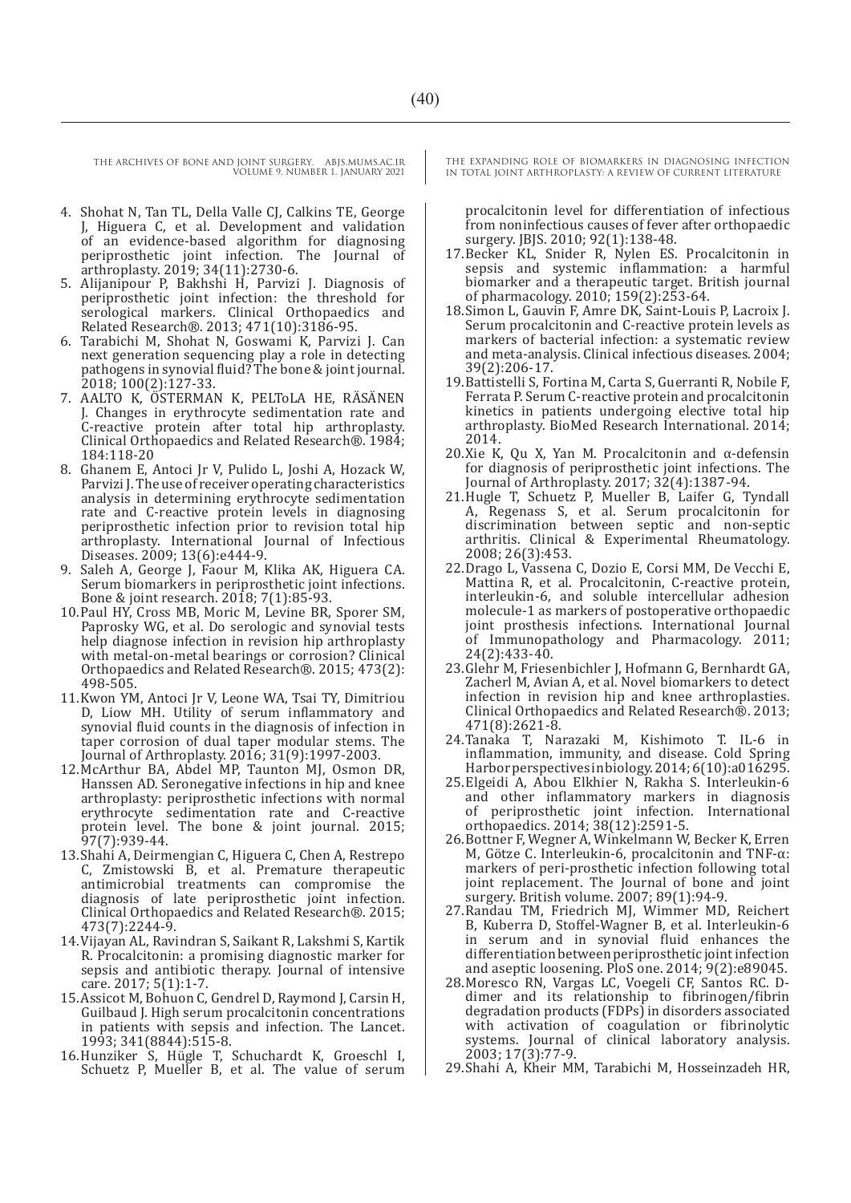4. Shohat N, Tan TL, Della Valle CJ, Calkins TE, George J, Higuera C, et al. Development and validation of an evidence-based algorithm for diagnosing periprosthetic joint infection. The Journal of arthroplasty. 2019; 34(11):2730-6.
5. Alijanipour P, Bakhshi H, Parvizi J. Diagnosis of periprosthetic joint infection: the threshold for serological markers. Clinical Orthopaedics and Related Research®. 2013; 471(10):3186-95.
6. Tarabichi M, Shohat N, Goswami K, Parvizi J. Can next generation sequencing play a role in detecting pathogens in synovial fluid? The bone & joint journal. 2018; 100(2):127-33.
7. AALTO K, ÖSTERMAN K, PELToLA HE, RÄSÄNEN J. Changes in erythrocyte sedimentation rate and C-reactive protein after total hip arthroplasty. Clinical Orthopaedics and Related Research®. 1984; 184:118-20
8. Ghanem E, Antoci Jr V, Pulido L, Joshi A, Hozack W, Parvizi J. The use of receiver operating characteristics analysis in determining erythrocyte sedimentation rate and C-reactive protein levels in diagnosing periprosthetic infection prior to revision total hip arthroplasty. International Journal of Infectious Diseases. 2009; 13(6):e444-9.
9. Saleh A, George J, Faour M, Klika AK, Higuera CA. Serum biomarkers in periprosthetic joint infections. Bone & joint research. 2018; 7(1):85-93.
10. Paul HY, Cross MB, Moric M, Levine BR, Sporer SM, Paprosky WG, et al. Do serologic and synovial tests help diagnose infection in revision hip arthroplasty with metal-on-metal bearings or corrosion? Clinical Orthopaedics and Related Research®. 2015; 473(2): 498-505.
11. Kwon YM, Antoci Jr V, Leone WA, Tsai TY, Dimitriou D, Liow MH. Utility of serum inflammatory and synovial fluid counts in the diagnosis of infection in taper corrosion of dual taper modular stems. The Journal of Arthroplasty. 2016; 31(9):1997-2003.
12. McArthur BA, Abdel MP, Taunton MJ, Osmon DR, Hanssen AD. Seronegative infections in hip and knee arthroplasty: periprosthetic infections with normal erythrocyte sedimentation rate and C-reactive protein level. The bone & joint journal. 2015; 97(7):939-44.
13. Shahi A, Deirmengian C, Higuera C, Chen A, Restrepo C, Zmistowski B, et al. Premature therapeutic antimicrobial treatments can compromise the diagnosis of late periprosthetic joint infection. Clinical Orthopaedics and Related Research®. 2015; 473(7):2244-9.
14. Vijayan AL, Ravindran S, Saikant R, Lakshmi S, Kartik R. Procalcitonin: a promising diagnostic marker for sepsis and antibiotic therapy. Journal of intensive care. 2017; 5(1):1-7.
15. Assicot M, Bohuon C, Gendrel D, Raymond J, Carsin H, Guilbaud J. High serum procalcitonin concentrations in patients with sepsis and infection. The Lancet. 1993; 341(8844):515-8.
16. Hunziker S, Hügle T, Schuchardt K, Groeschl I, Schuetz P, Mueller B, et al. The value of serum procalcitonin level for differentiation of infectious from noninfectious causes of fever after orthopaedic surgery. JBJS. 2010; 92(1):138-48.
17. Becker KL, Snider R, Nylen ES. Procalcitonin in sepsis and systemic inflammation: a harmful biomarker and a therapeutic target. British journal of pharmacology. 2010; 159(2):253-64.
18. Simon L, Gauvin F, Amre DK, Saint-Louis P, Lacroix J. Serum procalcitonin and C-reactive protein levels as markers of bacterial infection: a systematic review and meta-analysis. Clinical infectious diseases. 2004; 39(2):206-17.
19. Battistelli S, Fortina M, Carta S, Guerranti R, Nobile F, Ferrata P. Serum C-reactive protein and procalcitonin kinetics in patients undergoing elective total hip arthroplasty. BioMed Research International. 2014; 2014.
20. Xie K, Qu X, Yan M. Procalcitonin and α-defensin for diagnosis of periprosthetic joint infections. The Journal of Arthroplasty. 2017; 32(4):1387-94.
21. Hugle T, Schuetz P, Mueller B, Laifer G, Tyndall A, Regenass S, et al. Serum procalcitonin for discrimination between septic and non-septic arthritis. Clinical & Experimental Rheumatology. 2008; 26(3):453.
22. Drago L, Vassena C, Dozio E, Corsi MM, De Vecchi E, Mattina R, et al. Procalcitonin, C-reactive protein, interleukin-6, and soluble intercellular adhesion molecule-1 as markers of postoperative orthopaedic joint prosthesis infections. International Journal of Immunopathology and Pharmacology. 2011; 24(2):433-40.
23. Glehr M, Friesenbichler J, Hofmann G, Bernhardt GA, Zacherl M, Avian A, et al. Novel biomarkers to detect infection in revision hip and knee arthroplasties. Clinical Orthopaedics and Related Research®. 2013; 471(8):2621-8.
24. Tanaka T, Narazaki M, Kishimoto T. IL-6 in inflammation, immunity, and disease. Cold Spring Harbor perspectives in biology. 2014; 6(10):a016295.
25. Elgeidi A, Abou Elkhier N, Rakha S. Interleukin-6 and other inflammatory markers in diagnosis of periprosthetic joint infection. International orthopaedics. 2014; 38(12):2591-5.
26. Bottner F, Wegner A, Winkelmann W, Becker K, Erren M, Götze C. Interleukin-6, procalcitonin and TNF-α: markers of peri-prosthetic infection following total joint replacement. The Journal of bone and joint surgery. British volume. 2007; 89(1):94-9.
27. Randau TM, Friedrich MJ, Wimmer MD, Reichert B, Kuberra D, Stoffel-Wagner B, et al. Interleukin-6 in serum and in synovial fluid enhances the differentiation between periprosthetic joint infection and aseptic loosening. PloS one. 2014; 9(2):e89045.
28. Moresco RN, Vargas LC, Voegeli CF, Santos RC. D-dimer and its relationship to fibrinogen/fibrin degradation products (FDPs) in disorders associated with activation of coagulation or fibrinolytic systems. Journal of clinical laboratory analysis. 2003; 17(3):77-9.
29. Shahi A, Kheir MM, Tarabichi M, Hosseinzadeh HR,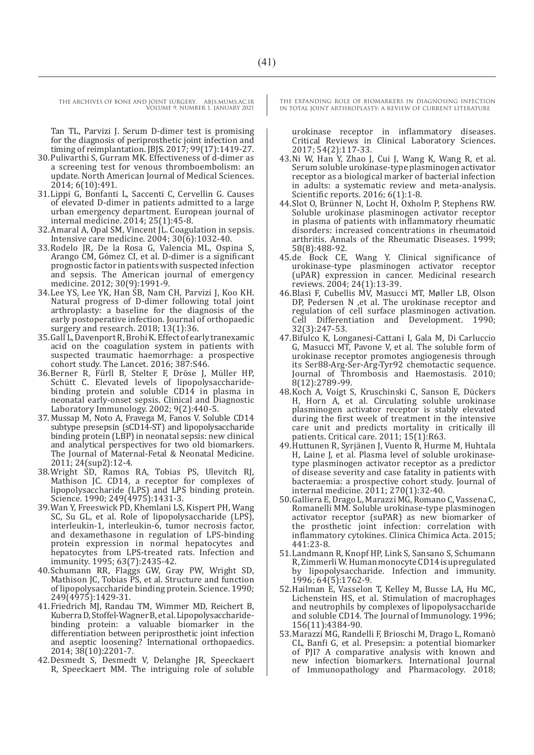Tan TL, Parvizi J. Serum D-dimer test is promising for the diagnosis of periprosthetic joint infection and timing of reimplantation. JBJS. 2017; 99(17):1419-27.

30. Pulivarthi S, Gurram MK. Effectiveness of d-dimer as a screening test for venous thromboembolism: an update. North American Journal of Medical Sciences. 2014; 6(10):491.
31. Lippi G, Bonfanti L, Saccenti C, Cervellin G. Causes of elevated D-dimer in patients admitted to a large urban emergency department. European journal of internal medicine. 2014; 25(1):45-8.
32. Amaral A, Opal SM, Vincent JL. Coagulation in sepsis. Intensive care medicine. 2004; 30(6):1032-40.
33. Rodelo JR, De la Rosa G, Valencia ML, Ospina S, Arango CM, Gómez CI, et al. D-dimer is a significant prognostic factor in patients with suspected infection and sepsis. The American journal of emergency medicine. 2012; 30(9):1991-9.
34. Lee YS, Lee YK, Han SB, Nam CH, Parvizi J, Koo KH. Natural progress of D-dimer following total joint arthroplasty: a baseline for the diagnosis of the early postoperative infection. Journal of orthopaedic surgery and research. 2018; 13(1):36.
35. Gall L, Davenport R, Brohi K. Effect of early tranexamic acid on the coagulation system in patients with suspected traumatic haemorrhage: a prospective cohort study. The Lancet. 2016; 387:S46.
36. Berner R, Fürll B, Stelter F, Dröse J, Müller HP, Schütt C. Elevated levels of lipopolysaccharide-binding protein and soluble CD14 in plasma in neonatal early-onset sepsis. Clinical and Diagnostic Laboratory Immunology. 2002; 9(2):440-5.
37. Mussap M, Noto A, Fravega M, Fanos V. Soluble CD14 subtype presepsin (sCD14-ST) and lipopolysaccharide binding protein (LBP) in neonatal sepsis: new clinical and analytical perspectives for two old biomarkers. The Journal of Maternal-Fetal & Neonatal Medicine. 2011; 24(sup2):12-4.
38. Wright SD, Ramos RA, Tobias PS, Ulevitch RJ, Mathison JC. CD14, a receptor for complexes of lipopolysaccharide (LPS) and LPS binding protein. Science. 1990; 249(4975):1431-3.
39. Wan Y, Freeswick PD, Khemlani LS, Kispert PH, Wang SC, Su GL, et al. Role of lipopolysaccharide (LPS), interleukin-1, interleukin-6, tumor necrosis factor, and dexamethasone in regulation of LPS-binding protein expression in normal hepatocytes and hepatocytes from LPS-treated rats. Infection and immunity. 1995; 63(7):2435-42.
40. Schumann RR, Flaggs GW, Gray PW, Wright SD, Mathison JC, Tobias PS, et al. Structure and function of lipopolysaccharide binding protein. Science. 1990; 249(4975):1429-31.
41. Friedrich MJ, Randau TM, Wimmer MD, Reichert B, Kuberra D, Stoffel-Wagner B, et al. Lipopolysaccharide-binding protein: a valuable biomarker in the differentiation between periprosthetic joint infection and aseptic loosening? International orthopaedics. 2014; 38(10):2201-7.
42. Desmedt S, Desmedt V, Delanghe JR, Speeckaert R, Speeckaert MM. The intriguing role of soluble urokinase receptor in inflammatory diseases. Critical Reviews in Clinical Laboratory Sciences. 2017; 54(2):117-33.
43. Ni W, Han Y, Zhao J, Cui J, Wang K, Wang R, et al. Serum soluble urokinase-type plasminogen activator receptor as a biological marker of bacterial infection in adults: a systematic review and meta-analysis. Scientific reports. 2016; 6(1):1-8.
44. Slot O, Brünner N, Locht H, Oxholm P, Stephens RW. Soluble urokinase plasminogen activator receptor in plasma of patients with inflammatory rheumatic disorders: increased concentrations in rheumatoid arthritis. Annals of the Rheumatic Diseases. 1999; 58(8):488-92.
45. de Bock CE, Wang Y. Clinical significance of urokinase-type plasminogen activator receptor (uPAR) expression in cancer. Medicinal research reviews. 2004; 24(1):13-39.
46. Blasi F, Cubellis MV, Masucci MT, Møller LB, Olson DP, Pedersen N ,et al. The urokinase receptor and regulation of cell surface plasminogen activation. Cell Differentiation and Development. 1990; 32(3):247-53.
47. Bifulco K, Longanesi-Cattani I, Gala M, Di Carluccio G, Masucci MT, Pavone V, et al. The soluble form of urokinase receptor promotes angiogenesis through its Ser88-Arg-Ser-Arg-Tyr92 chemotactic sequence. Journal of Thrombosis and Haemostasis. 2010; 8(12):2789-99.
48. Koch A, Voigt S, Kruschinski C, Sanson E, Dückers H, Horn A, et al. Circulating soluble urokinase plasminogen activator receptor is stably elevated during the first week of treatment in the intensive care unit and predicts mortality in critically ill patients. Critical care. 2011; 15(1):R63.
49. Huttunen R, Syrjänen J, Vuento R, Hurme M, Huhtala H, Laine J, et al. Plasma level of soluble urokinase-type plasminogen activator receptor as a predictor of disease severity and case fatality in patients with bacteraemia: a prospective cohort study. Journal of internal medicine. 2011; 270(1):32-40.
50. Galliera E, Drago L, Marazzi MG, Romano C, Vassena C, Romanelli MM. Soluble urokinase-type plasminogen activator receptor (suPAR) as new biomarker of the prosthetic joint infection: correlation with inflammatory cytokines. Clinica Chimica Acta. 2015; 441:23-8.
51. Landmann R, Knopf HP, Link S, Sansano S, Schumann R, Zimmerli W. Human monocyte CD14 is upregulated by lipopolysaccharide. Infection and immunity. 1996; 64(5):1762-9.
52. Hailman E, Vasselon T, Kelley M, Busse LA, Hu MC, Lichenstein HS, et al. Stimulation of macrophages and neutrophils by complexes of lipopolysaccharide and soluble CD14. The Journal of Immunology. 1996; 156(11):4384-90.
53. Marazzi MG, Randelli F, Brioschi M, Drago L, Romanò CL, Banfi G, et al. Presepsin: a potential biomarker of PJI? A comparative analysis with known and new infection biomarkers. International Journal of Immunopathology and Pharmacology. 2018;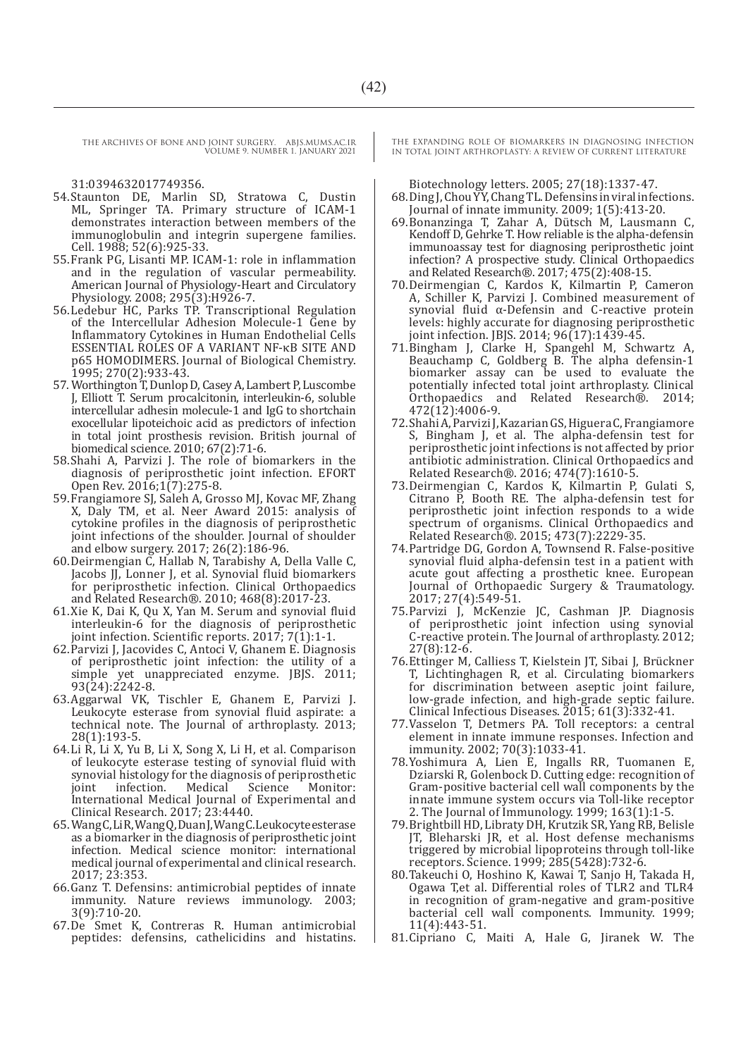31:0394632017749356.

54. Staunton DE, Marlin SD, Stratowa C, Dustin ML, Springer TA. Primary structure of ICAM-1 demonstrates interaction between members of the immunoglobulin and integrin supergene families. Cell. 1988; 52(6):925-33.
55. Frank PG, Lisanti MP. ICAM-1: role in inflammation and in the regulation of vascular permeability. American Journal of Physiology-Heart and Circulatory Physiology. 2008; 295(3):H926-7.
56. Ledebur HC, Parks TP. Transcriptional Regulation of the Intercellular Adhesion Molecule-1 Gene by Inflammatory Cytokines in Human Endothelial Cells ESSENTIAL ROLES OF A VARIANT NF-κB SITE AND p65 HOMODIMERS. Journal of Biological Chemistry. 1995; 270(2):933-43.
57. Worthington T, Dunlop D, Casey A, Lambert P, Luscombe J, Elliott T. Serum procalcitonin, interleukin-6, soluble intercellular adhesin molecule-1 and IgG to shortchain exocellular lipoteichoic acid as predictors of infection in total joint prosthesis revision. British journal of biomedical science. 2010; 67(2):71-6.
58. Shahi A, Parvizi J. The role of biomarkers in the diagnosis of periprosthetic joint infection. EFORT Open Rev. 2016;1(7):275-8.
59. Frangiamore SJ, Saleh A, Grosso MJ, Kovac MF, Zhang X, Daly TM, et al. Neer Award 2015: analysis of cytokine profiles in the diagnosis of periprosthetic joint infections of the shoulder. Journal of shoulder and elbow surgery. 2017; 26(2):186-96.
60. Deirmengian C, Hallab N, Tarabishy A, Della Valle C, Jacobs JJ, Lonner J, et al. Synovial fluid biomarkers for periprosthetic infection. Clinical Orthopaedics and Related Research®. 2010; 468(8):2017-23.
61. Xie K, Dai K, Qu X, Yan M. Serum and synovial fluid interleukin-6 for the diagnosis of periprosthetic joint infection. Scientific reports. 2017; 7(1):1-1.
62. Parvizi J, Jacovides C, Antoci V, Ghanem E. Diagnosis of periprosthetic joint infection: the utility of a simple yet unappreciated enzyme. JBJS. 2011; 93(24):2242-8.
63. Aggarwal VK, Tischler E, Ghanem E, Parvizi J. Leukocyte esterase from synovial fluid aspirate: a technical note. The Journal of arthroplasty. 2013; 28(1):193-5.
64. Li R, Li X, Yu B, Li X, Song X, Li H, et al. Comparison of leukocyte esterase testing of synovial fluid with synovial histology for the diagnosis of periprosthetic joint infection. Medical Science Monitor: International Medical Journal of Experimental and Clinical Research. 2017; 23:4440.
65. Wang C, Li R, Wang Q, Duan J, Wang C. Leukocyte esterase as a biomarker in the diagnosis of periprosthetic joint infection. Medical science monitor: international medical journal of experimental and clinical research. 2017; 23:353.
66. Ganz T. Defensins: antimicrobial peptides of innate immunity. Nature reviews immunology. 2003; 3(9):710-20.
67. De Smet K, Contreras R. Human antimicrobial peptides: defensins, cathelicidins and histatins. Biotechnology letters. 2005; 27(18):1337-47.
68. Ding J, Chou YY, Chang TL. Defensins in viral infections. Journal of innate immunity. 2009; 1(5):413-20.
69. Bonanzinga T, Zahar A, Dütsch M, Lausmann C, Kendoff D, Gehrke T. How reliable is the alpha-defensin immunoassay test for diagnosing periprosthetic joint infection? A prospective study. Clinical Orthopaedics and Related Research®. 2017; 475(2):408-15.
70. Deirmengian C, Kardos K, Kilmartin P, Cameron A, Schiller K, Parvizi J. Combined measurement of synovial fluid α-Defensin and C-reactive protein levels: highly accurate for diagnosing periprosthetic joint infection. JBJS. 2014; 96(17):1439-45.
71. Bingham J, Clarke H, Spangehl M, Schwartz A, Beauchamp C, Goldberg B. The alpha defensin-1 biomarker assay can be used to evaluate the potentially infected total joint arthroplasty. Clinical Orthopaedics and Related Research®. 2014; 472(12):4006-9.
72. Shahi A, Parvizi J, Kazarian GS, Higuera C, Frangiamore S, Bingham J, et al. The alpha-defensin test for periprosthetic joint infections is not affected by prior antibiotic administration. Clinical Orthopaedics and Related Research®. 2016; 474(7):1610-5.
73. Deirmengian C, Kardos K, Kilmartin P, Gulati S, Citrano P, Booth RE. The alpha-defensin test for periprosthetic joint infection responds to a wide spectrum of organisms. Clinical Orthopaedics and Related Research®. 2015; 473(7):2229-35.
74. Partridge DG, Gordon A, Townsend R. False-positive synovial fluid alpha-defensin test in a patient with acute gout affecting a prosthetic knee. European Journal of Orthopaedic Surgery & Traumatology. 2017; 27(4):549-51.
75. Parvizi J, McKenzie JC, Cashman JP. Diagnosis of periprosthetic joint infection using synovial C-reactive protein. The Journal of arthroplasty. 2012; 27(8):12-6.
76. Ettinger M, Calliess T, Kielstein JT, Sibai J, Brückner T, Lichtinghagen R, et al. Circulating biomarkers for discrimination between aseptic joint failure, low-grade infection, and high-grade septic failure. Clinical Infectious Diseases. 2015; 61(3):332-41.
77. Vasselon T, Detmers PA. Toll receptors: a central element in innate immune responses. Infection and immunity. 2002; 70(3):1033-41.
78. Yoshimura A, Lien E, Ingalls RR, Tuomanen E, Dziarski R, Golenbock D. Cutting edge: recognition of Gram-positive bacterial cell wall components by the innate immune system occurs via Toll-like receptor 2. The Journal of Immunology. 1999; 163(1):1-5.
79. Brightbill HD, Libraty DH, Krutzik SR, Yang RB, Belisle JT, Bleharski JR, et al. Host defense mechanisms triggered by microbial lipoproteins through toll-like receptors. Science. 1999; 285(5428):732-6.
80. Takeuchi O, Hoshino K, Kawai T, Sanjo H, Takada H, Ogawa T,et al. Differential roles of TLR2 and TLR4 in recognition of gram-negative and gram-positive bacterial cell wall components. Immunity. 1999; 11(4):443-51.
81. Cipriano C, Maiti A, Hale G, Jiranek W. The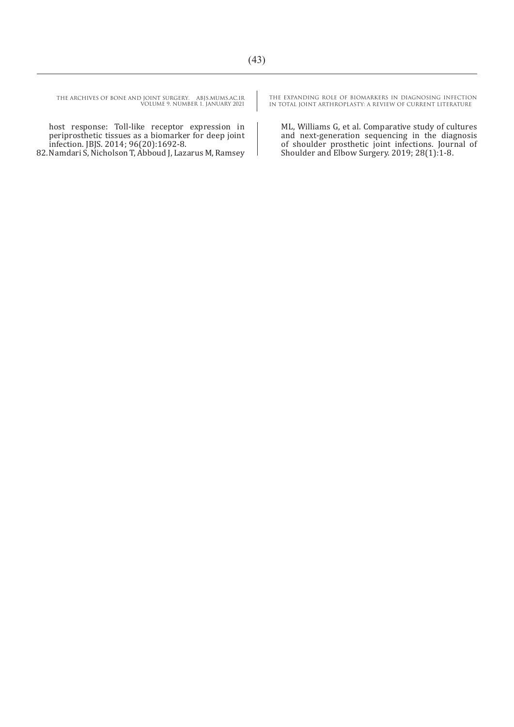host response: Toll-like receptor expression in periprosthetic tissues as a biomarker for deep joint infection. JBJS. 2014; 96(20):1692-8.

82. Namdari S, Nicholson T, Abboud J, Lazarus M, Ramsey ML, Williams G, et al. Comparative study of cultures and next-generation sequencing in the diagnosis of shoulder prosthetic joint infections. Journal of Shoulder and Elbow Surgery. 2019; 28(1):1-8.